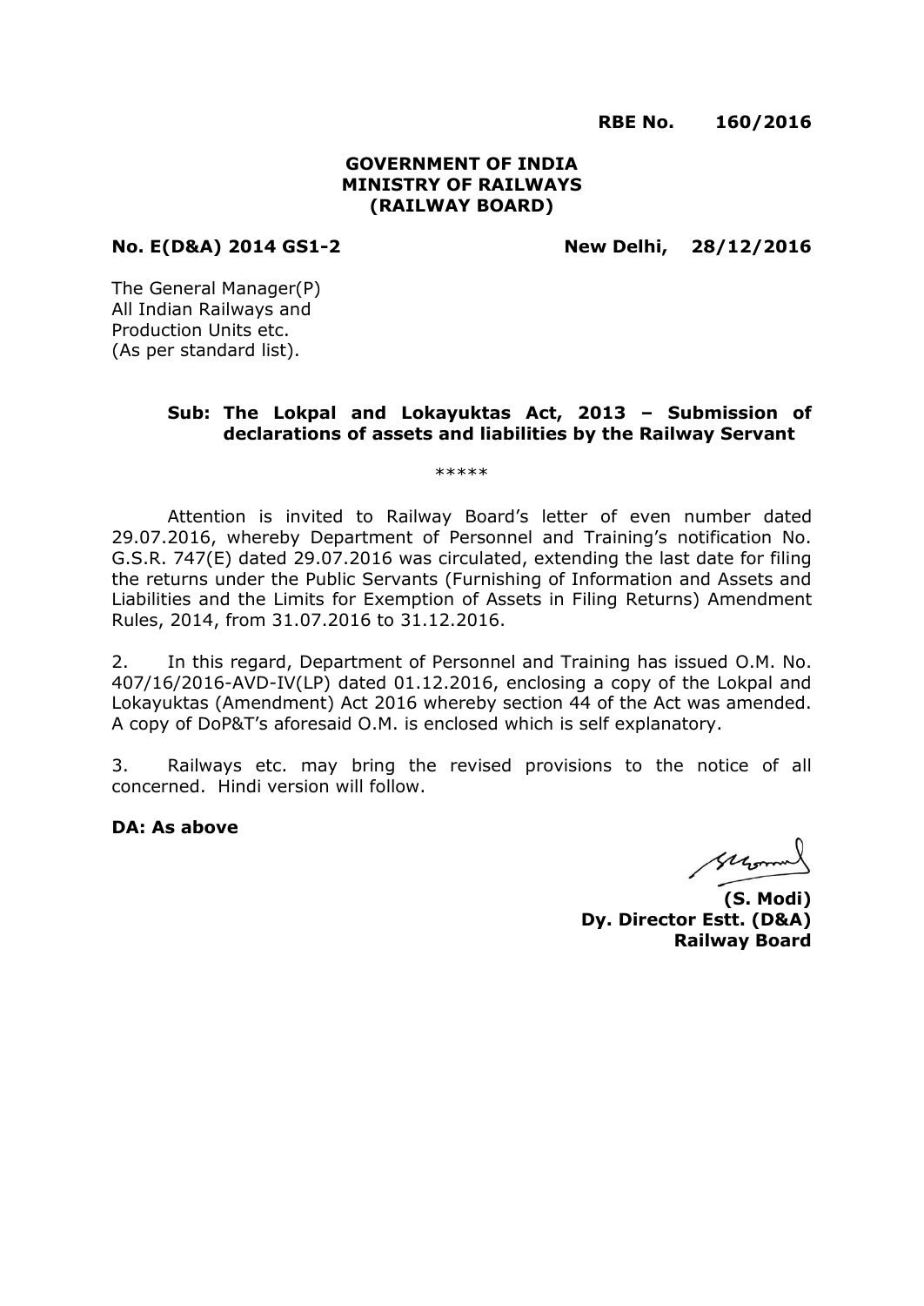**RBE No. 160/2016**

**GOVERNMENT OF INDIA**
**MINISTRY OF RAILWAYS**
**(RAILWAY BOARD)**

**No. E(D&A) 2014 GS1-2** **New Delhi, 28/12/2016**

The General Manager(P)
All Indian Railways and
Production Units etc.
(As per standard list).

**Sub: The Lokpal and Lokayuktas Act, 2013 – Submission of declarations of assets and liabilities by the Railway Servant**

\*\*\*\*\*

Attention is invited to Railway Board's letter of even number dated 29.07.2016, whereby Department of Personnel and Training's notification No. G.S.R. 747(E) dated 29.07.2016 was circulated, extending the last date for filing the returns under the Public Servants (Furnishing of Information and Assets and Liabilities and the Limits for Exemption of Assets in Filing Returns) Amendment Rules, 2014, from 31.07.2016 to 31.12.2016.

2. In this regard, Department of Personnel and Training has issued O.M. No. 407/16/2016-AVD-IV(LP) dated 01.12.2016, enclosing a copy of the Lokpal and Lokayuktas (Amendment) Act 2016 whereby section 44 of the Act was amended. A copy of DoP&T's aforesaid O.M. is enclosed which is self explanatory.

3. Railways etc. may bring the revised provisions to the notice of all concerned. Hindi version will follow.

**DA: As above**

**(S. Modi)**
**Dy. Director Estt. (D&A)**
**Railway Board**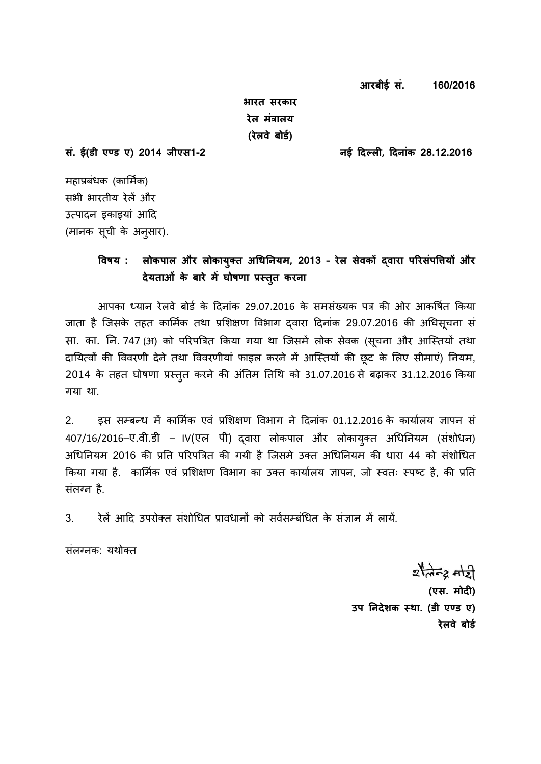**आरबीई सं. 160/2016**

**भारत सरकार**
**रेल मंत्रालय**
**(रेलवे बोर्ड)**

**सं. ई(डी एण्ड ए) 2014 जीएस1-2** **नई दिल्ली, दिनांक 28.12.2016**

महाप्रबंधक (कार्मिक)
सभी भारतीय रेलें और
उत्पादन इकाइयां आदि
(मानक सूची के अनुसार).

**विषय : लोकपाल और लोकायुक्त अधिनियम, 2013 - रेल सेवकों द्वारा परिसंपत्तियों और देयताओं के बारे में घोषणा प्रस्तुत करना**

आपका ध्यान रेलवे बोर्ड के दिनांक 29.07.2016 के समसंख्यक पत्र की ओर आकर्षित किया जाता है जिसके तहत कार्मिक तथा प्रशिक्षण विभाग द्वारा दिनांक 29.07.2016 की अधिसूचना सं सा. का. नि. 747 (अ) को परिपत्रित किया गया था जिसमें लोक सेवक (सूचना और आस्तियों तथा दायित्वों की विवरणी देने तथा विवरणीयां फाइल करने में आस्तियों की छूट के लिए सीमाएं) नियम, 2014 के तहत घोषणा प्रस्तुत करने की अंतिम तिथि को 31.07.2016 से बढ़ाकर 31.12.2016 किया गया था.

2. इस सम्बन्ध में कार्मिक एवं प्रशिक्षण विभाग ने दिनांक 01.12.2016 के कार्यालय ज्ञापन सं 407/16/2016–ए.वी.डी – IV(एल पी) द्वारा लोकपाल और लोकायुक्त अधिनियम (संशोधन) अधिनियम 2016 की प्रति परिपत्रित की गयी है जिसमे उक्त अधिनियम की धारा 44 को संशोधित किया गया है. कार्मिक एवं प्रशिक्षण विभाग का उक्त कार्यालय ज्ञापन, जो स्वतः स्पष्ट है, की प्रति संलग्न है.

3. रेलें आदि उपरोक्त संशोधित प्रावधानों को सर्वसम्बंधित के संज्ञान में लायें.

संलग्नक: यथोक्त

शैलेन्द्र मोदी
**(एस. मोदी)**
**उप निदेशक स्था. (डी एण्ड ए)**
**रेलवे बोर्ड**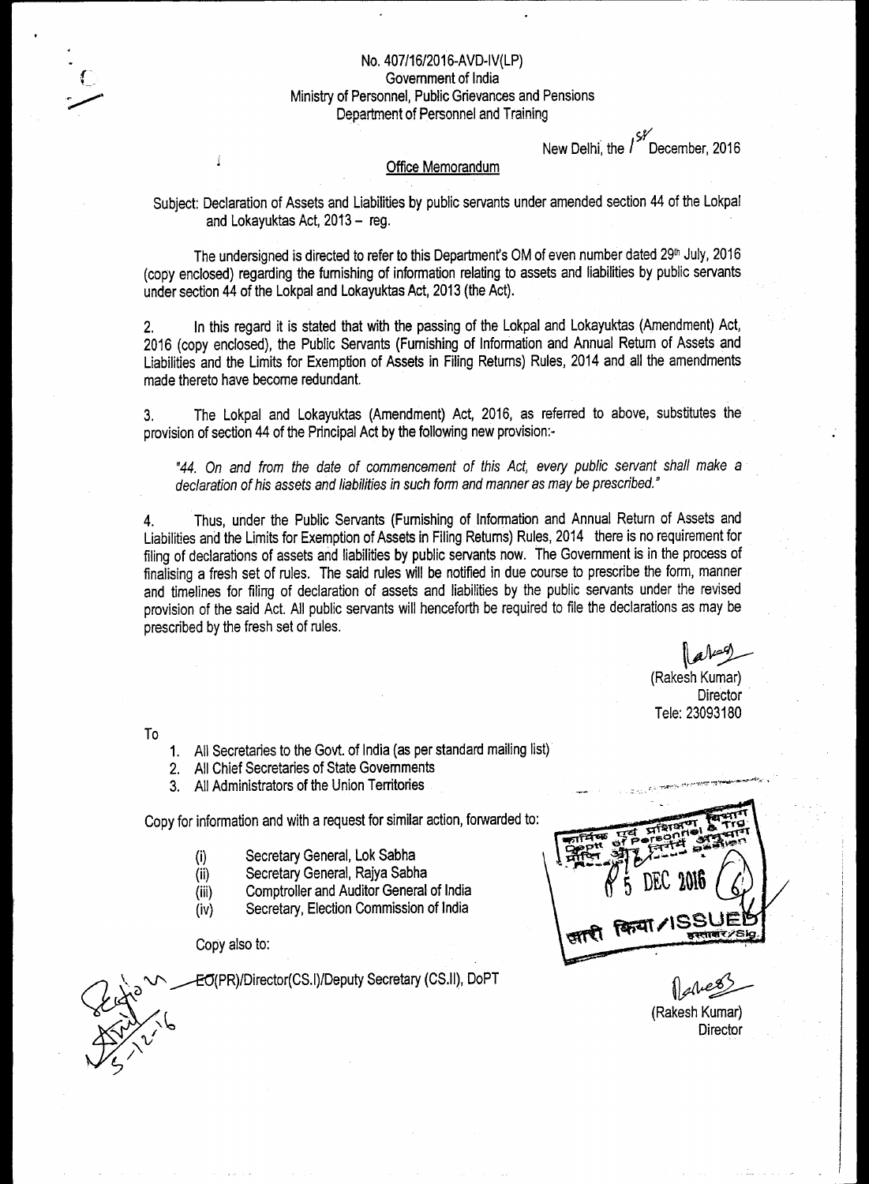No. 407/16/2016-AVD-IV(LP)
Government of India
Ministry of Personnel, Public Grievances and Pensions
Department of Personnel and Training

New Delhi, the 1st December, 2016

Office Memorandum

Subject: Declaration of Assets and Liabilities by public servants under amended section 44 of the Lokpal and Lokayuktas Act, 2013 – reg.

The undersigned is directed to refer to this Department's OM of even number dated 29th July, 2016 (copy enclosed) regarding the furnishing of information relating to assets and liabilities by public servants under section 44 of the Lokpal and Lokayuktas Act, 2013 (the Act).

2. In this regard it is stated that with the passing of the Lokpal and Lokayuktas (Amendment) Act, 2016 (copy enclosed), the Public Servants (Furnishing of Information and Annual Return of Assets and Liabilities and the Limits for Exemption of Assets in Filing Returns) Rules, 2014 and all the amendments made thereto have become redundant.

3. The Lokpal and Lokayuktas (Amendment) Act, 2016, as referred to above, substitutes the provision of section 44 of the Principal Act by the following new provision:-

*"44. On and from the date of commencement of this Act, every public servant shall make a declaration of his assets and liabilities in such form and manner as may be prescribed."*

4. Thus, under the Public Servants (Furnishing of Information and Annual Return of Assets and Liabilities and the Limits for Exemption of Assets in Filing Returns) Rules, 2014 there is no requirement for filing of declarations of assets and liabilities by public servants now. The Government is in the process of finalising a fresh set of rules. The said rules will be notified in due course to prescribe the form, manner and timelines for filing of declaration of assets and liabilities by the public servants under the revised provision of the said Act. All public servants will henceforth be required to file the declarations as may be prescribed by the fresh set of rules.

(Rakesh Kumar)
Director
Tele: 23093180

To

1. All Secretaries to the Govt. of India (as per standard mailing list)
2. All Chief Secretaries of State Governments
3. All Administrators of the Union Territories

Copy for information and with a request for similar action, forwarded to:

(i) Secretary General, Lok Sabha
(ii) Secretary General, Rajya Sabha
(iii) Comptroller and Auditor General of India
(iv) Secretary, Election Commission of India

Copy also to:

EO(PR)/Director(CS.I)/Deputy Secretary (CS.II), DoPT

(Rakesh Kumar)
Director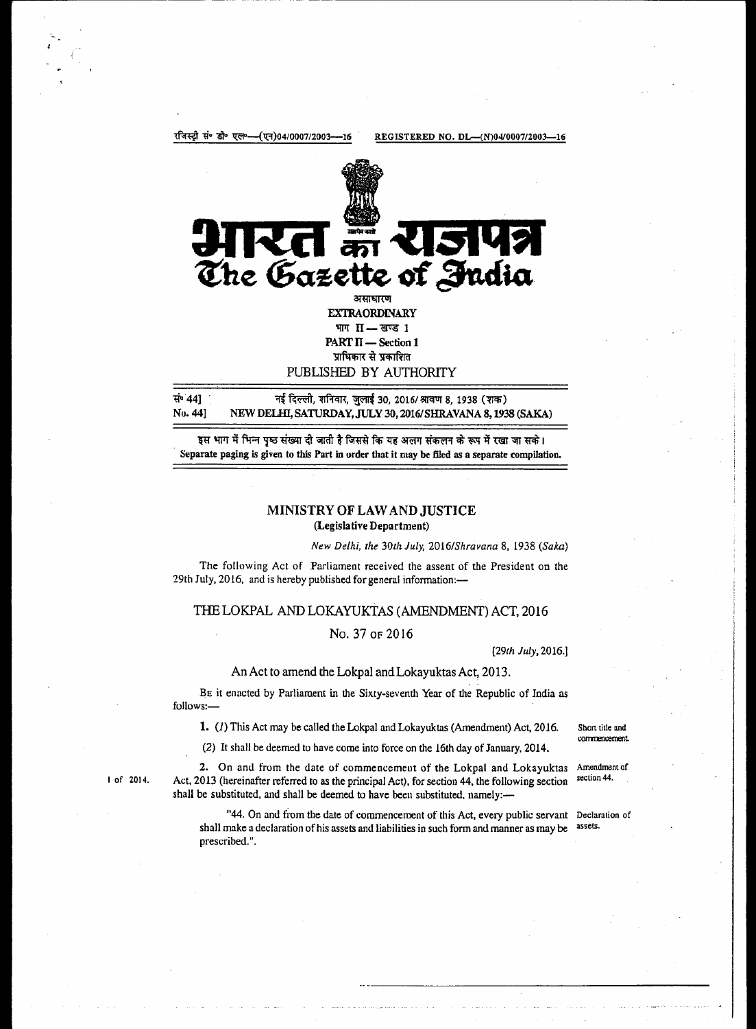रजिस्ट्री सं० डी० एल०—(एन)04/0007/2003—16 REGISTERED NO. DL—(N)04/0007/2003—16

# भारत का राजपत्र
# The Gazette of India

असाधारण
**EXTRAORDINARY**
भाग II — खण्ड 1
**PART II — Section 1**
प्राधिकार से प्रकाशित
PUBLISHED BY AUTHORITY

सं० 44] नई दिल्ली, शनिवार, जुलाई 30, 2016/ श्रावण 8, 1938 (शक)
No. 44] NEW DELHI, SATURDAY, JULY 30, 2016/SHRAVANA 8, 1938 (SAKA)

इस भाग में भिन्न पृष्ठ संख्या दी जाती है जिससे कि यह अलग संकलन के रूप में रखा जा सके।
Separate paging is given to this Part in order that it may be filed as a separate compilation.

## MINISTRY OF LAW AND JUSTICE
**(Legislative Department)**

*New Delhi, the 30th July, 2016/Shravana 8, 1938 (Saka)*

The following Act of Parliament received the assent of the President on the 29th July, 2016, and is hereby published for general information:—

## THE LOKPAL AND LOKAYUKTAS (AMENDMENT) ACT, 2016

No. 37 OF 2016

[*29th July, 2016.*]

An Act to amend the Lokpal and Lokayuktas Act, 2013.

BE it enacted by Parliament in the Sixty-seventh Year of the Republic of India as follows:—

Short title and commencement.

**1.** (*1*) This Act may be called the Lokpal and Lokayuktas (Amendment) Act, 2016.

(*2*) It shall be deemed to have come into force on the 16th day of January, 2014.

Amendment of section 44.

1 of 2014.

**2.** On and from the date of commencement of the Lokpal and Lokayuktas Act, 2013 (hereinafter referred to as the principal Act), for section 44, the following section shall be substituted, and shall be deemed to have been substituted, namely:—

Declaration of assets.

"44. On and from the date of commencement of this Act, every public servant shall make a declaration of his assets and liabilities in such form and manner as may be prescribed.".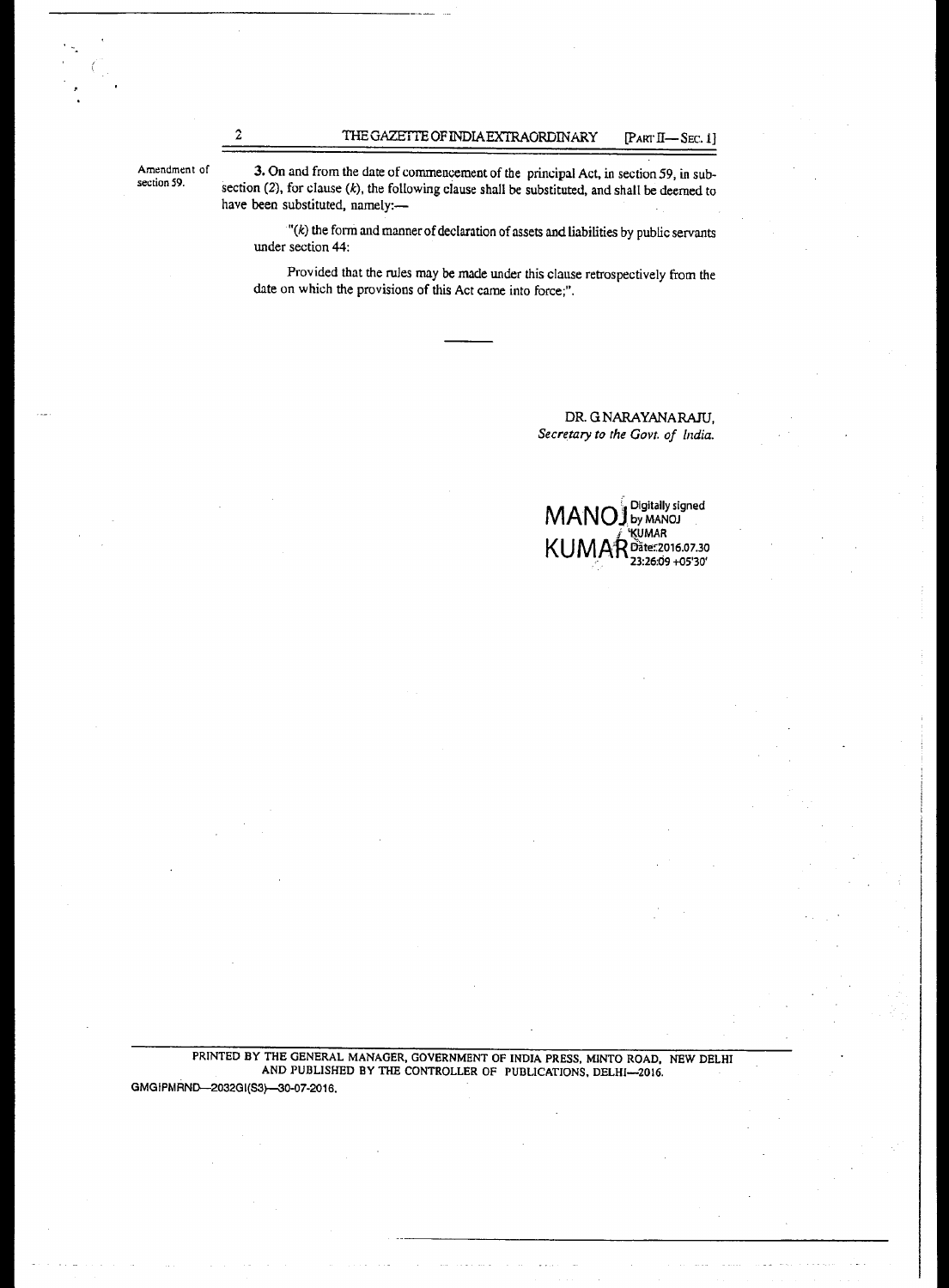Amendment of section 59.

**3.** On and from the date of commencement of the principal Act, in section 59, in sub-section (2), for clause (*k*), the following clause shall be substituted, and shall be deemed to have been substituted, namely:—

"(*k*) the form and manner of declaration of assets and liabilities by public servants under section 44:

Provided that the rules may be made under this clause retrospectively from the date on which the provisions of this Act came into force;".

---

DR. G NARAYANARAJU,
*Secretary to the Govt. of India.*

MANOJ KUMAR Digitally signed by MANOJ KUMAR Date: 2016.07.30 23:26:09 +05'30'

PRINTED BY THE GENERAL MANAGER, GOVERNMENT OF INDIA PRESS, MINTO ROAD, NEW DELHI AND PUBLISHED BY THE CONTROLLER OF PUBLICATIONS, DELHI—2016.

GMGIPMRND—2032GI(S3)—30-07-2016.